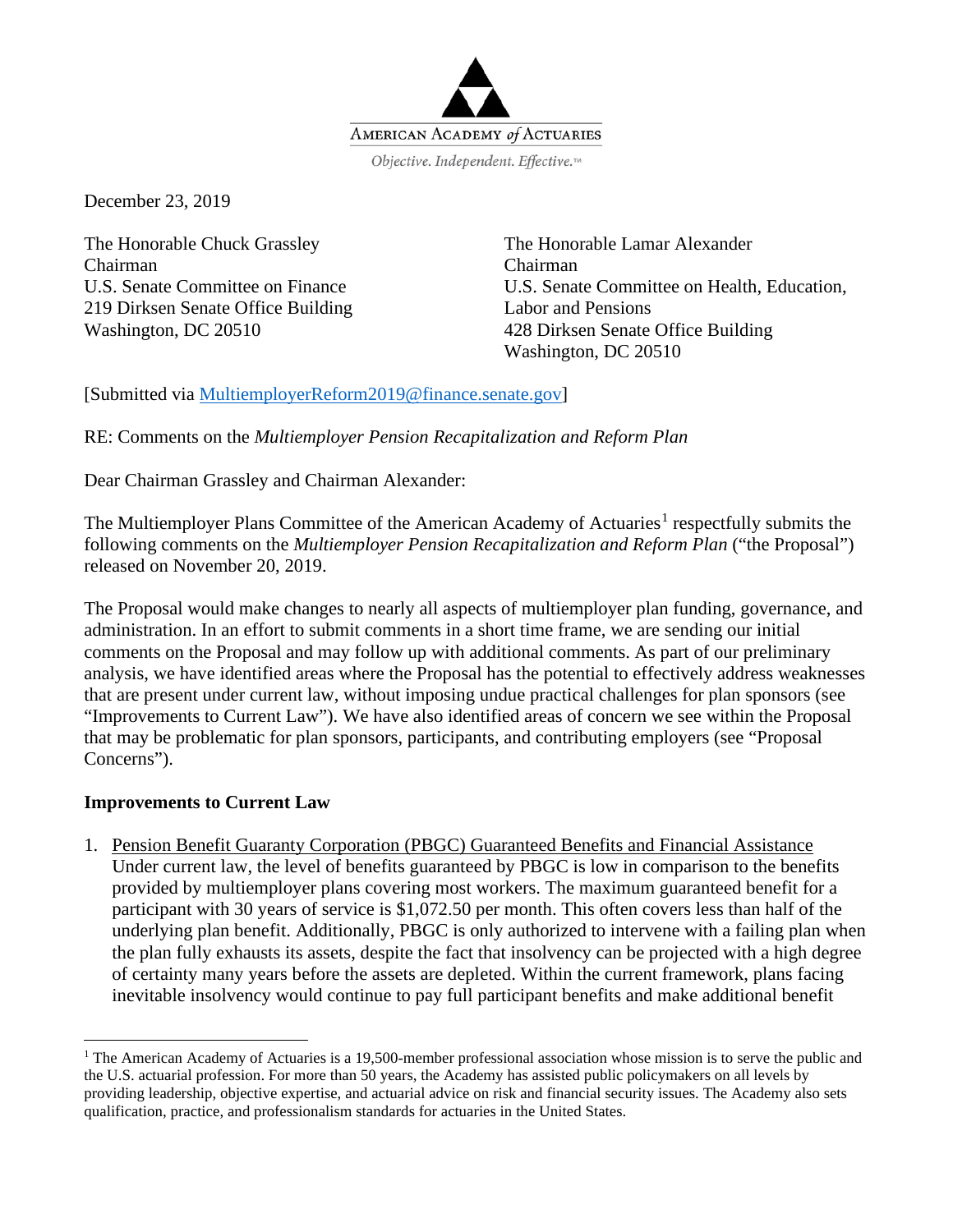AMERICAN ACADEMY of ACTUARIES

Objective. Independent. Effective.™

December 23, 2019

The Honorable Chuck Grassley
Chairman
U.S. Senate Committee on Finance
219 Dirksen Senate Office Building
Washington, DC 20510

The Honorable Lamar Alexander
Chairman
U.S. Senate Committee on Health, Education, Labor and Pensions
428 Dirksen Senate Office Building
Washington, DC 20510

[Submitted via MultiemployerReform2019@finance.senate.gov]

RE: Comments on the *Multiemployer Pension Recapitalization and Reform Plan*

Dear Chairman Grassley and Chairman Alexander:

The Multiemployer Plans Committee of the American Academy of Actuaries[1] respectfully submits the following comments on the *Multiemployer Pension Recapitalization and Reform Plan* ("the Proposal") released on November 20, 2019.

The Proposal would make changes to nearly all aspects of multiemployer plan funding, governance, and administration. In an effort to submit comments in a short time frame, we are sending our initial comments on the Proposal and may follow up with additional comments. As part of our preliminary analysis, we have identified areas where the Proposal has the potential to effectively address weaknesses that are present under current law, without imposing undue practical challenges for plan sponsors (see "Improvements to Current Law"). We have also identified areas of concern we see within the Proposal that may be problematic for plan sponsors, participants, and contributing employers (see "Proposal Concerns").

**Improvements to Current Law**

1. Pension Benefit Guaranty Corporation (PBGC) Guaranteed Benefits and Financial Assistance
   Under current law, the level of benefits guaranteed by PBGC is low in comparison to the benefits provided by multiemployer plans covering most workers. The maximum guaranteed benefit for a participant with 30 years of service is $1,072.50 per month. This often covers less than half of the underlying plan benefit. Additionally, PBGC is only authorized to intervene with a failing plan when the plan fully exhausts its assets, despite the fact that insolvency can be projected with a high degree of certainty many years before the assets are depleted. Within the current framework, plans facing inevitable insolvency would continue to pay full participant benefits and make additional benefit

[1] The American Academy of Actuaries is a 19,500-member professional association whose mission is to serve the public and the U.S. actuarial profession. For more than 50 years, the Academy has assisted public policymakers on all levels by providing leadership, objective expertise, and actuarial advice on risk and financial security issues. The Academy also sets qualification, practice, and professionalism standards for actuaries in the United States.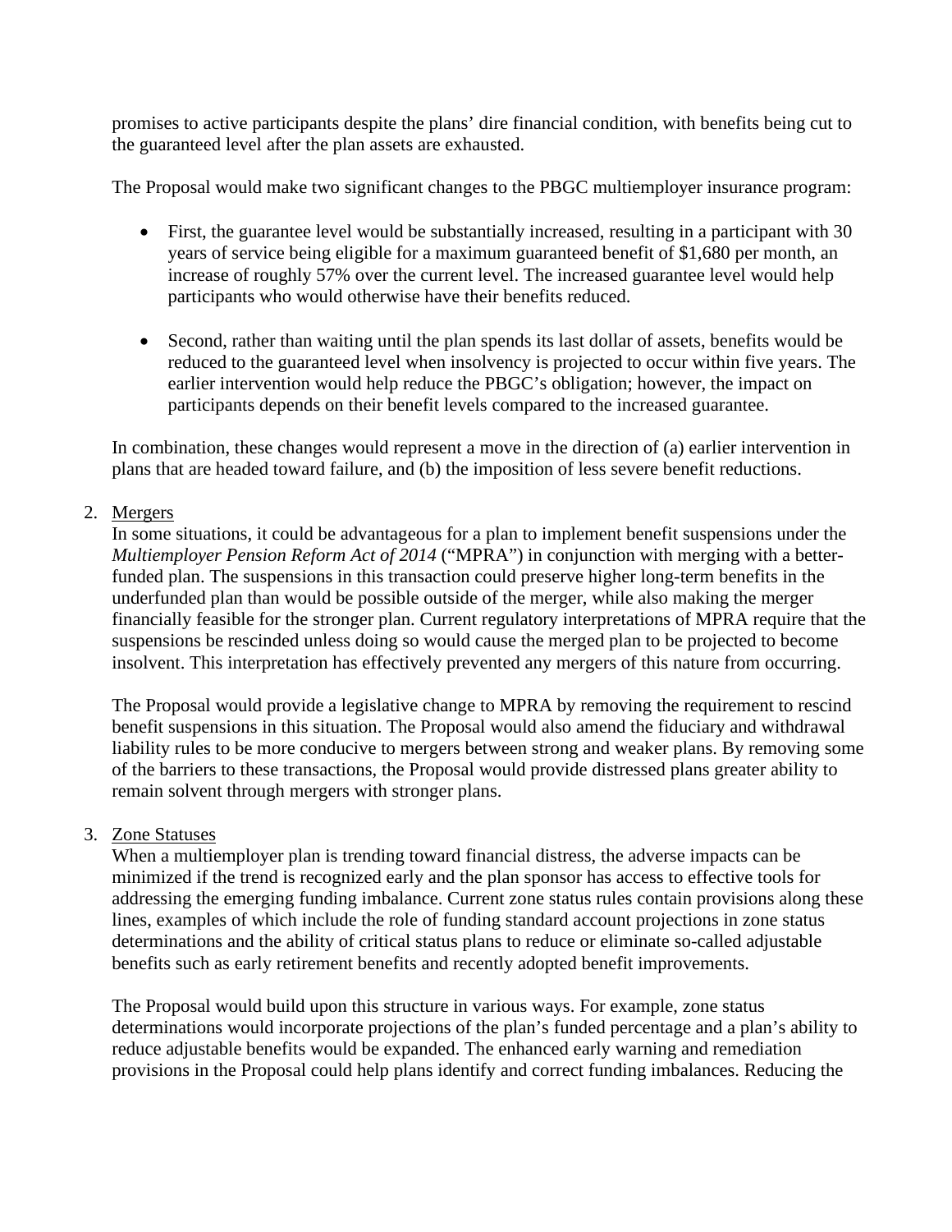promises to active participants despite the plans' dire financial condition, with benefits being cut to the guaranteed level after the plan assets are exhausted.

The Proposal would make two significant changes to the PBGC multiemployer insurance program:

- First, the guarantee level would be substantially increased, resulting in a participant with 30 years of service being eligible for a maximum guaranteed benefit of $1,680 per month, an increase of roughly 57% over the current level. The increased guarantee level would help participants who would otherwise have their benefits reduced.

- Second, rather than waiting until the plan spends its last dollar of assets, benefits would be reduced to the guaranteed level when insolvency is projected to occur within five years. The earlier intervention would help reduce the PBGC's obligation; however, the impact on participants depends on their benefit levels compared to the increased guarantee.

In combination, these changes would represent a move in the direction of (a) earlier intervention in plans that are headed toward failure, and (b) the imposition of less severe benefit reductions.

2. Mergers

In some situations, it could be advantageous for a plan to implement benefit suspensions under the *Multiemployer Pension Reform Act of 2014* ("MPRA") in conjunction with merging with a better-funded plan. The suspensions in this transaction could preserve higher long-term benefits in the underfunded plan than would be possible outside of the merger, while also making the merger financially feasible for the stronger plan. Current regulatory interpretations of MPRA require that the suspensions be rescinded unless doing so would cause the merged plan to be projected to become insolvent. This interpretation has effectively prevented any mergers of this nature from occurring.

The Proposal would provide a legislative change to MPRA by removing the requirement to rescind benefit suspensions in this situation. The Proposal would also amend the fiduciary and withdrawal liability rules to be more conducive to mergers between strong and weaker plans. By removing some of the barriers to these transactions, the Proposal would provide distressed plans greater ability to remain solvent through mergers with stronger plans.

3. Zone Statuses

When a multiemployer plan is trending toward financial distress, the adverse impacts can be minimized if the trend is recognized early and the plan sponsor has access to effective tools for addressing the emerging funding imbalance. Current zone status rules contain provisions along these lines, examples of which include the role of funding standard account projections in zone status determinations and the ability of critical status plans to reduce or eliminate so-called adjustable benefits such as early retirement benefits and recently adopted benefit improvements.

The Proposal would build upon this structure in various ways. For example, zone status determinations would incorporate projections of the plan's funded percentage and a plan's ability to reduce adjustable benefits would be expanded. The enhanced early warning and remediation provisions in the Proposal could help plans identify and correct funding imbalances. Reducing the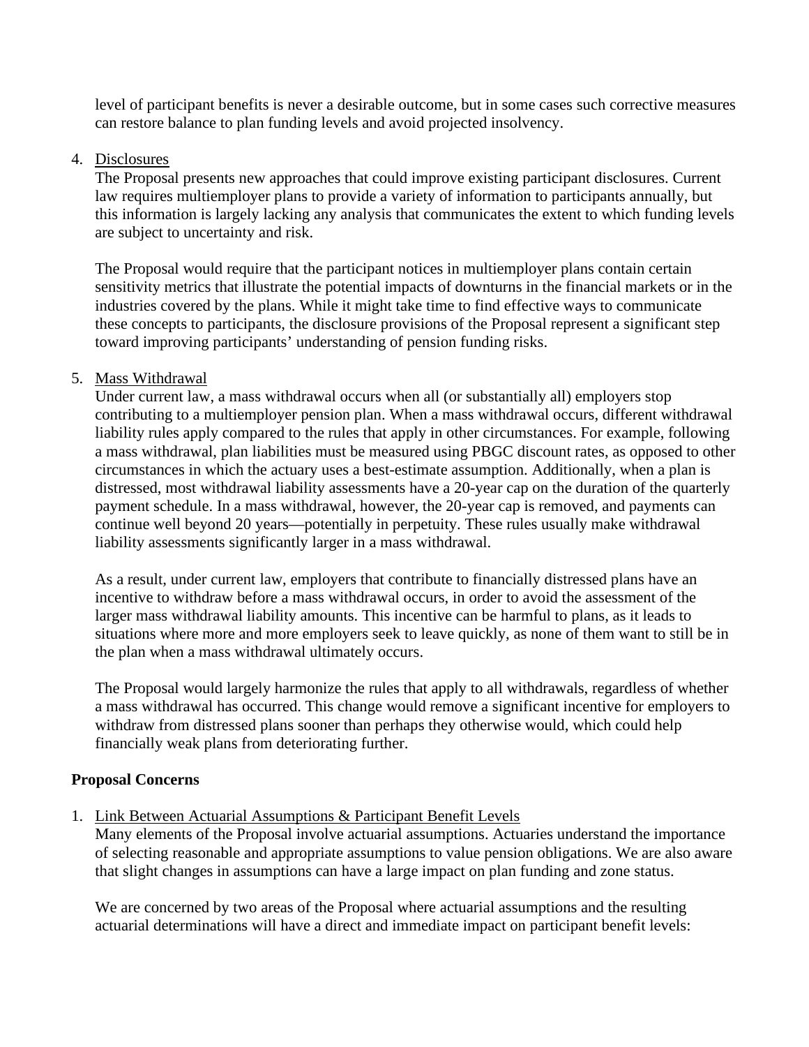level of participant benefits is never a desirable outcome, but in some cases such corrective measures can restore balance to plan funding levels and avoid projected insolvency.

4. <u>Disclosures</u>

   The Proposal presents new approaches that could improve existing participant disclosures. Current law requires multiemployer plans to provide a variety of information to participants annually, but this information is largely lacking any analysis that communicates the extent to which funding levels are subject to uncertainty and risk.

   The Proposal would require that the participant notices in multiemployer plans contain certain sensitivity metrics that illustrate the potential impacts of downturns in the financial markets or in the industries covered by the plans. While it might take time to find effective ways to communicate these concepts to participants, the disclosure provisions of the Proposal represent a significant step toward improving participants' understanding of pension funding risks.

5. <u>Mass Withdrawal</u>

   Under current law, a mass withdrawal occurs when all (or substantially all) employers stop contributing to a multiemployer pension plan. When a mass withdrawal occurs, different withdrawal liability rules apply compared to the rules that apply in other circumstances. For example, following a mass withdrawal, plan liabilities must be measured using PBGC discount rates, as opposed to other circumstances in which the actuary uses a best-estimate assumption. Additionally, when a plan is distressed, most withdrawal liability assessments have a 20-year cap on the duration of the quarterly payment schedule. In a mass withdrawal, however, the 20-year cap is removed, and payments can continue well beyond 20 years—potentially in perpetuity. These rules usually make withdrawal liability assessments significantly larger in a mass withdrawal.

   As a result, under current law, employers that contribute to financially distressed plans have an incentive to withdraw before a mass withdrawal occurs, in order to avoid the assessment of the larger mass withdrawal liability amounts. This incentive can be harmful to plans, as it leads to situations where more and more employers seek to leave quickly, as none of them want to still be in the plan when a mass withdrawal ultimately occurs.

   The Proposal would largely harmonize the rules that apply to all withdrawals, regardless of whether a mass withdrawal has occurred. This change would remove a significant incentive for employers to withdraw from distressed plans sooner than perhaps they otherwise would, which could help financially weak plans from deteriorating further.

**Proposal Concerns**

1. <u>Link Between Actuarial Assumptions & Participant Benefit Levels</u>

   Many elements of the Proposal involve actuarial assumptions. Actuaries understand the importance of selecting reasonable and appropriate assumptions to value pension obligations. We are also aware that slight changes in assumptions can have a large impact on plan funding and zone status.

   We are concerned by two areas of the Proposal where actuarial assumptions and the resulting actuarial determinations will have a direct and immediate impact on participant benefit levels: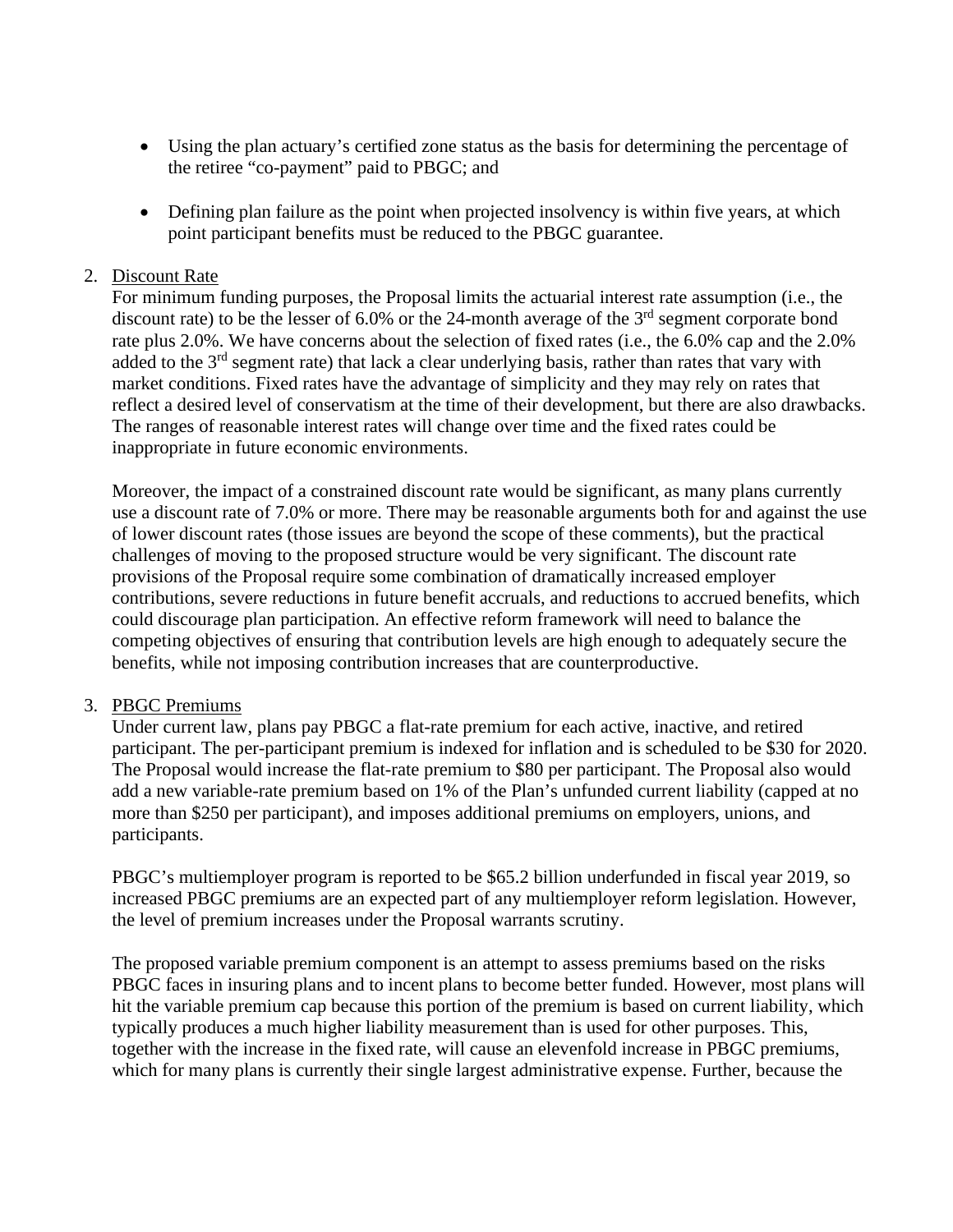- Using the plan actuary's certified zone status as the basis for determining the percentage of the retiree "co-payment" paid to PBGC; and

- Defining plan failure as the point when projected insolvency is within five years, at which point participant benefits must be reduced to the PBGC guarantee.

2. Discount Rate

For minimum funding purposes, the Proposal limits the actuarial interest rate assumption (i.e., the discount rate) to be the lesser of 6.0% or the 24-month average of the 3rd segment corporate bond rate plus 2.0%. We have concerns about the selection of fixed rates (i.e., the 6.0% cap and the 2.0% added to the 3rd segment rate) that lack a clear underlying basis, rather than rates that vary with market conditions. Fixed rates have the advantage of simplicity and they may rely on rates that reflect a desired level of conservatism at the time of their development, but there are also drawbacks. The ranges of reasonable interest rates will change over time and the fixed rates could be inappropriate in future economic environments.

Moreover, the impact of a constrained discount rate would be significant, as many plans currently use a discount rate of 7.0% or more. There may be reasonable arguments both for and against the use of lower discount rates (those issues are beyond the scope of these comments), but the practical challenges of moving to the proposed structure would be very significant. The discount rate provisions of the Proposal require some combination of dramatically increased employer contributions, severe reductions in future benefit accruals, and reductions to accrued benefits, which could discourage plan participation. An effective reform framework will need to balance the competing objectives of ensuring that contribution levels are high enough to adequately secure the benefits, while not imposing contribution increases that are counterproductive.

3. PBGC Premiums

Under current law, plans pay PBGC a flat-rate premium for each active, inactive, and retired participant. The per-participant premium is indexed for inflation and is scheduled to be $30 for 2020. The Proposal would increase the flat-rate premium to $80 per participant. The Proposal also would add a new variable-rate premium based on 1% of the Plan's unfunded current liability (capped at no more than $250 per participant), and imposes additional premiums on employers, unions, and participants.

PBGC's multiemployer program is reported to be $65.2 billion underfunded in fiscal year 2019, so increased PBGC premiums are an expected part of any multiemployer reform legislation. However, the level of premium increases under the Proposal warrants scrutiny.

The proposed variable premium component is an attempt to assess premiums based on the risks PBGC faces in insuring plans and to incent plans to become better funded. However, most plans will hit the variable premium cap because this portion of the premium is based on current liability, which typically produces a much higher liability measurement than is used for other purposes. This, together with the increase in the fixed rate, will cause an elevenfold increase in PBGC premiums, which for many plans is currently their single largest administrative expense. Further, because the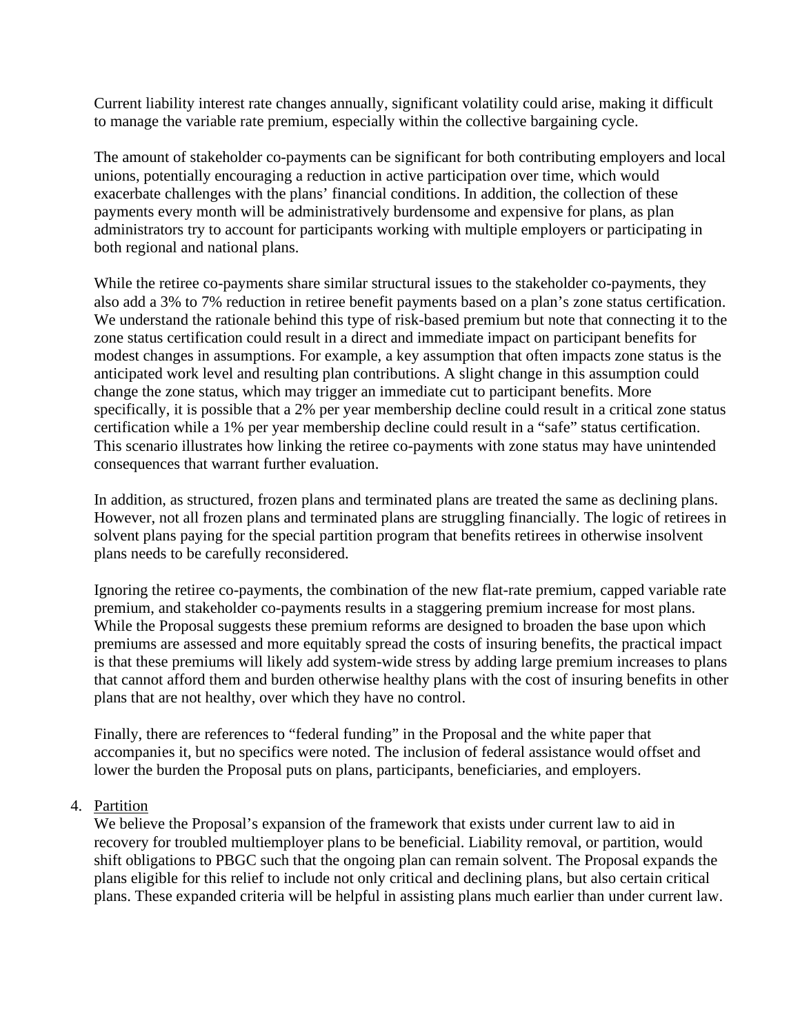Current liability interest rate changes annually, significant volatility could arise, making it difficult to manage the variable rate premium, especially within the collective bargaining cycle.

The amount of stakeholder co-payments can be significant for both contributing employers and local unions, potentially encouraging a reduction in active participation over time, which would exacerbate challenges with the plans' financial conditions. In addition, the collection of these payments every month will be administratively burdensome and expensive for plans, as plan administrators try to account for participants working with multiple employers or participating in both regional and national plans.

While the retiree co-payments share similar structural issues to the stakeholder co-payments, they also add a 3% to 7% reduction in retiree benefit payments based on a plan's zone status certification. We understand the rationale behind this type of risk-based premium but note that connecting it to the zone status certification could result in a direct and immediate impact on participant benefits for modest changes in assumptions. For example, a key assumption that often impacts zone status is the anticipated work level and resulting plan contributions. A slight change in this assumption could change the zone status, which may trigger an immediate cut to participant benefits. More specifically, it is possible that a 2% per year membership decline could result in a critical zone status certification while a 1% per year membership decline could result in a "safe" status certification. This scenario illustrates how linking the retiree co-payments with zone status may have unintended consequences that warrant further evaluation.

In addition, as structured, frozen plans and terminated plans are treated the same as declining plans. However, not all frozen plans and terminated plans are struggling financially. The logic of retirees in solvent plans paying for the special partition program that benefits retirees in otherwise insolvent plans needs to be carefully reconsidered.

Ignoring the retiree co-payments, the combination of the new flat-rate premium, capped variable rate premium, and stakeholder co-payments results in a staggering premium increase for most plans. While the Proposal suggests these premium reforms are designed to broaden the base upon which premiums are assessed and more equitably spread the costs of insuring benefits, the practical impact is that these premiums will likely add system-wide stress by adding large premium increases to plans that cannot afford them and burden otherwise healthy plans with the cost of insuring benefits in other plans that are not healthy, over which they have no control.

Finally, there are references to "federal funding" in the Proposal and the white paper that accompanies it, but no specifics were noted. The inclusion of federal assistance would offset and lower the burden the Proposal puts on plans, participants, beneficiaries, and employers.

4. Partition

We believe the Proposal's expansion of the framework that exists under current law to aid in recovery for troubled multiemployer plans to be beneficial. Liability removal, or partition, would shift obligations to PBGC such that the ongoing plan can remain solvent. The Proposal expands the plans eligible for this relief to include not only critical and declining plans, but also certain critical plans. These expanded criteria will be helpful in assisting plans much earlier than under current law.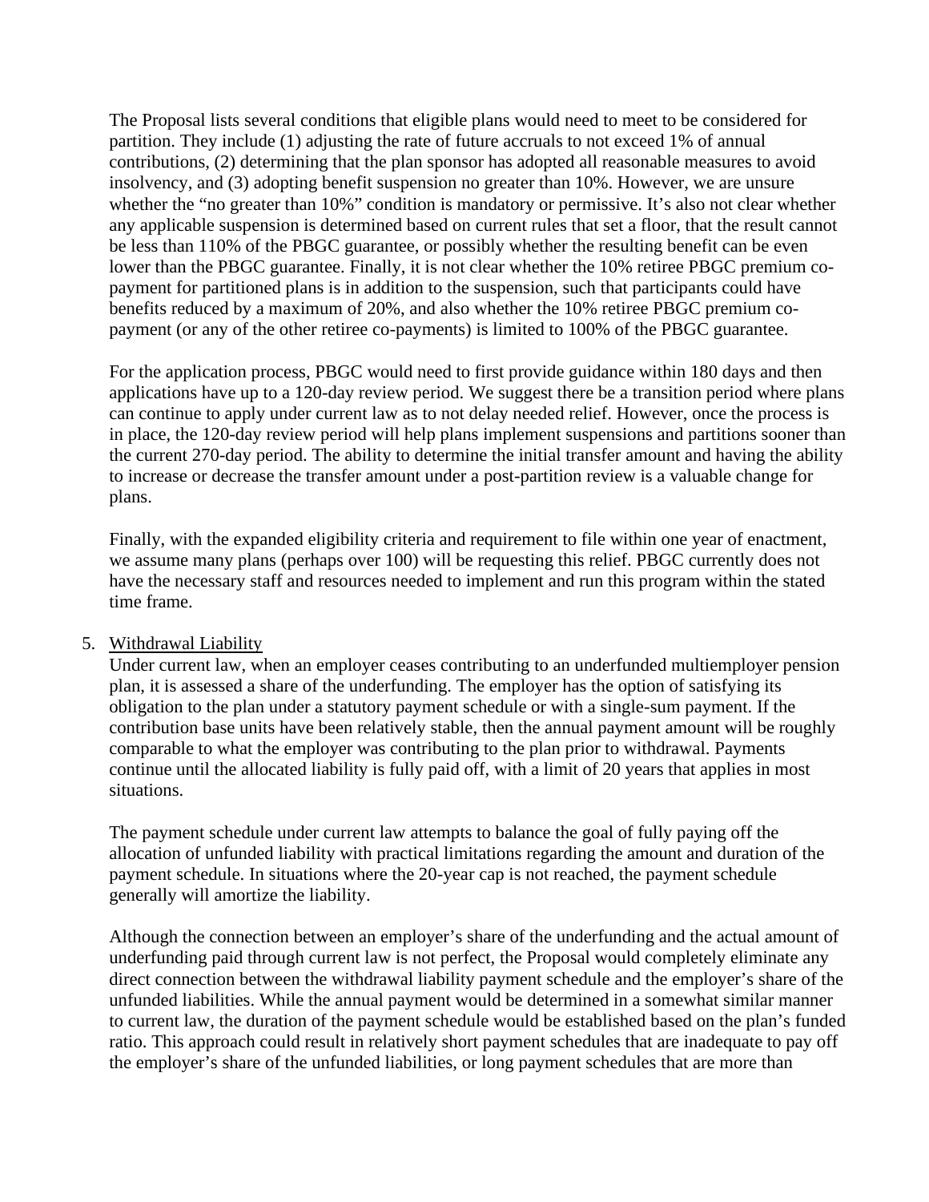The Proposal lists several conditions that eligible plans would need to meet to be considered for partition. They include (1) adjusting the rate of future accruals to not exceed 1% of annual contributions, (2) determining that the plan sponsor has adopted all reasonable measures to avoid insolvency, and (3) adopting benefit suspension no greater than 10%. However, we are unsure whether the "no greater than 10%" condition is mandatory or permissive. It's also not clear whether any applicable suspension is determined based on current rules that set a floor, that the result cannot be less than 110% of the PBGC guarantee, or possibly whether the resulting benefit can be even lower than the PBGC guarantee. Finally, it is not clear whether the 10% retiree PBGC premium co-payment for partitioned plans is in addition to the suspension, such that participants could have benefits reduced by a maximum of 20%, and also whether the 10% retiree PBGC premium co-payment (or any of the other retiree co-payments) is limited to 100% of the PBGC guarantee.

For the application process, PBGC would need to first provide guidance within 180 days and then applications have up to a 120-day review period. We suggest there be a transition period where plans can continue to apply under current law as to not delay needed relief. However, once the process is in place, the 120-day review period will help plans implement suspensions and partitions sooner than the current 270-day period. The ability to determine the initial transfer amount and having the ability to increase or decrease the transfer amount under a post-partition review is a valuable change for plans.

Finally, with the expanded eligibility criteria and requirement to file within one year of enactment, we assume many plans (perhaps over 100) will be requesting this relief. PBGC currently does not have the necessary staff and resources needed to implement and run this program within the stated time frame.

5. <u>Withdrawal Liability</u>

   Under current law, when an employer ceases contributing to an underfunded multiemployer pension plan, it is assessed a share of the underfunding. The employer has the option of satisfying its obligation to the plan under a statutory payment schedule or with a single-sum payment. If the contribution base units have been relatively stable, then the annual payment amount will be roughly comparable to what the employer was contributing to the plan prior to withdrawal. Payments continue until the allocated liability is fully paid off, with a limit of 20 years that applies in most situations.

   The payment schedule under current law attempts to balance the goal of fully paying off the allocation of unfunded liability with practical limitations regarding the amount and duration of the payment schedule. In situations where the 20-year cap is not reached, the payment schedule generally will amortize the liability.

   Although the connection between an employer's share of the underfunding and the actual amount of underfunding paid through current law is not perfect, the Proposal would completely eliminate any direct connection between the withdrawal liability payment schedule and the employer's share of the unfunded liabilities. While the annual payment would be determined in a somewhat similar manner to current law, the duration of the payment schedule would be established based on the plan's funded ratio. This approach could result in relatively short payment schedules that are inadequate to pay off the employer's share of the unfunded liabilities, or long payment schedules that are more than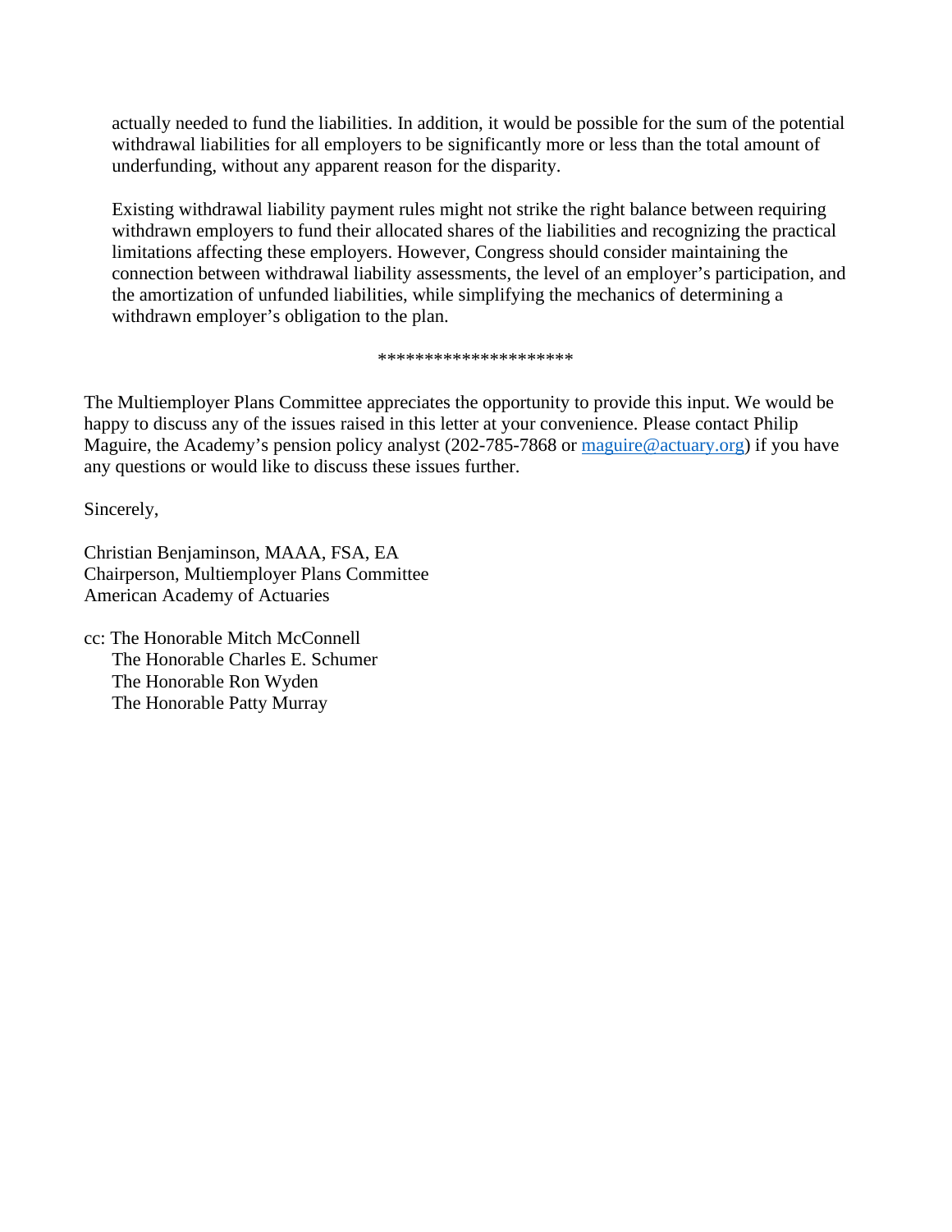actually needed to fund the liabilities. In addition, it would be possible for the sum of the potential withdrawal liabilities for all employers to be significantly more or less than the total amount of underfunding, without any apparent reason for the disparity.

Existing withdrawal liability payment rules might not strike the right balance between requiring withdrawn employers to fund their allocated shares of the liabilities and recognizing the practical limitations affecting these employers. However, Congress should consider maintaining the connection between withdrawal liability assessments, the level of an employer's participation, and the amortization of unfunded liabilities, while simplifying the mechanics of determining a withdrawn employer's obligation to the plan.

*********************

The Multiemployer Plans Committee appreciates the opportunity to provide this input. We would be happy to discuss any of the issues raised in this letter at your convenience. Please contact Philip Maguire, the Academy's pension policy analyst (202-785-7868 or maguire@actuary.org) if you have any questions or would like to discuss these issues further.

Sincerely,

Christian Benjaminson, MAAA, FSA, EA
Chairperson, Multiemployer Plans Committee
American Academy of Actuaries

cc: The Honorable Mitch McConnell
The Honorable Charles E. Schumer
The Honorable Ron Wyden
The Honorable Patty Murray